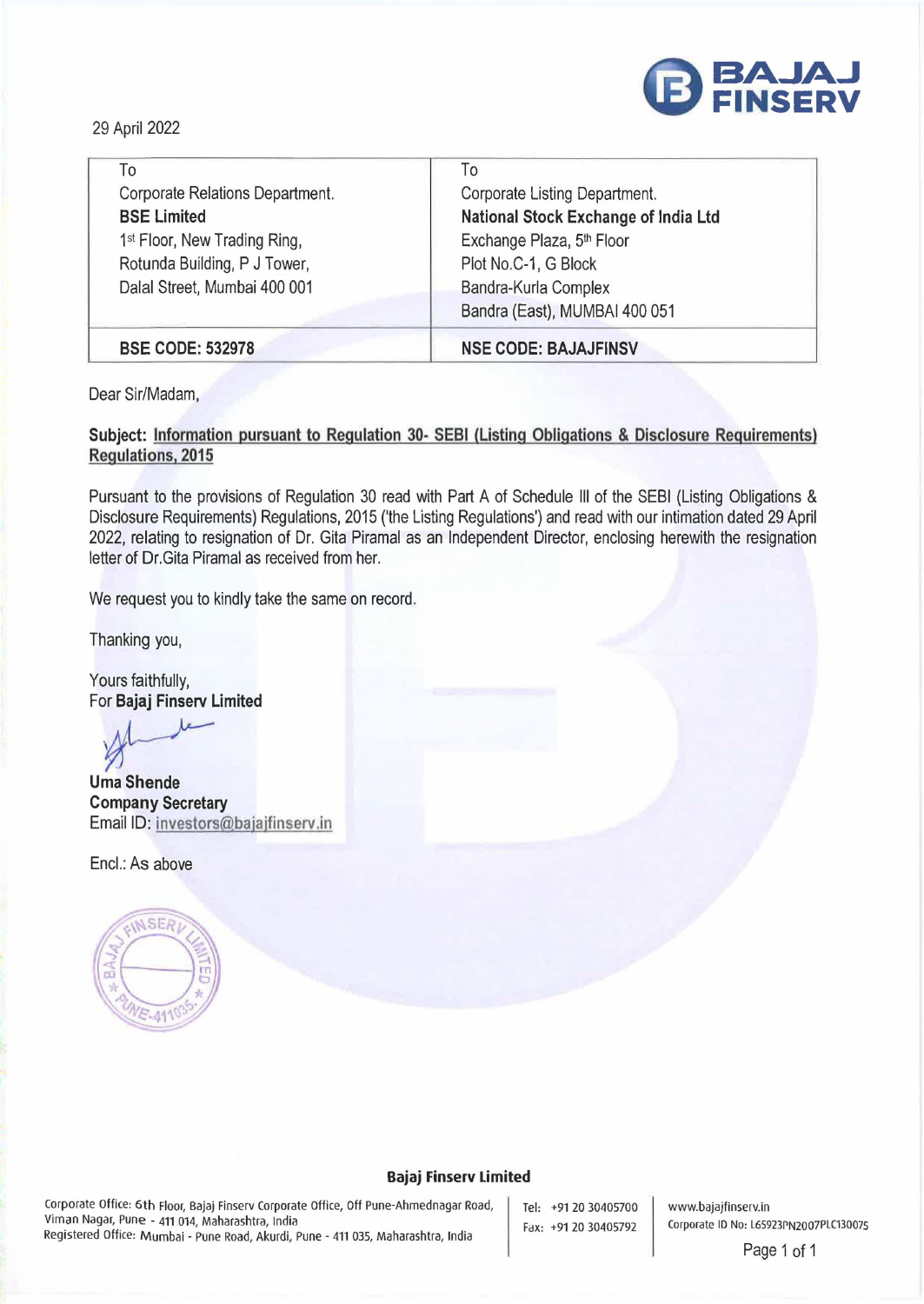29 April 2022

| To<br>Corporate Relations Department.<br>**BSE Limited**<br>1st Floor, New Trading Ring,<br>Rotunda Building, P J Tower,<br>Dalal Street, Mumbai 400 001 | To<br>Corporate Listing Department.<br>**National Stock Exchange of India Ltd**<br>Exchange Plaza, 5th Floor<br>Plot No.C-1, G Block<br>Bandra-Kurla Complex<br>Bandra (East), MUMBAI 400 051 |
|---|---|
| **BSE CODE: 532978** | **NSE CODE: BAJAJFINSV** |

Dear Sir/Madam,

**Subject: Information pursuant to Regulation 30- SEBI (Listing Obligations & Disclosure Requirements) Regulations, 2015**

Pursuant to the provisions of Regulation 30 read with Part A of Schedule III of the SEBI (Listing Obligations & Disclosure Requirements) Regulations, 2015 ('the Listing Regulations') and read with our intimation dated 29 April 2022, relating to resignation of Dr. Gita Piramal as an Independent Director, enclosing herewith the resignation letter of Dr.Gita Piramal as received from her.

We request you to kindly take the same on record.

Thanking you,

Yours faithfully,
For **Bajaj Finserv Limited**

**Uma Shende**
**Company Secretary**
Email ID: investors@bajajfinserv.in

Encl.: As above

**Bajaj Finserv Limited**

Corporate Office: 6th Floor, Bajaj Finserv Corporate Office, Off Pune-Ahmednagar Road, Viman Nagar, Pune - 411 014, Maharashtra, India
Registered Office: Mumbai - Pune Road, Akurdi, Pune - 411 035, Maharashtra, India

Tel: +91 20 30405700
Fax: +91 20 30405792

www.bajajfinserv.in
Corporate ID No: L65923PN2007PLC130075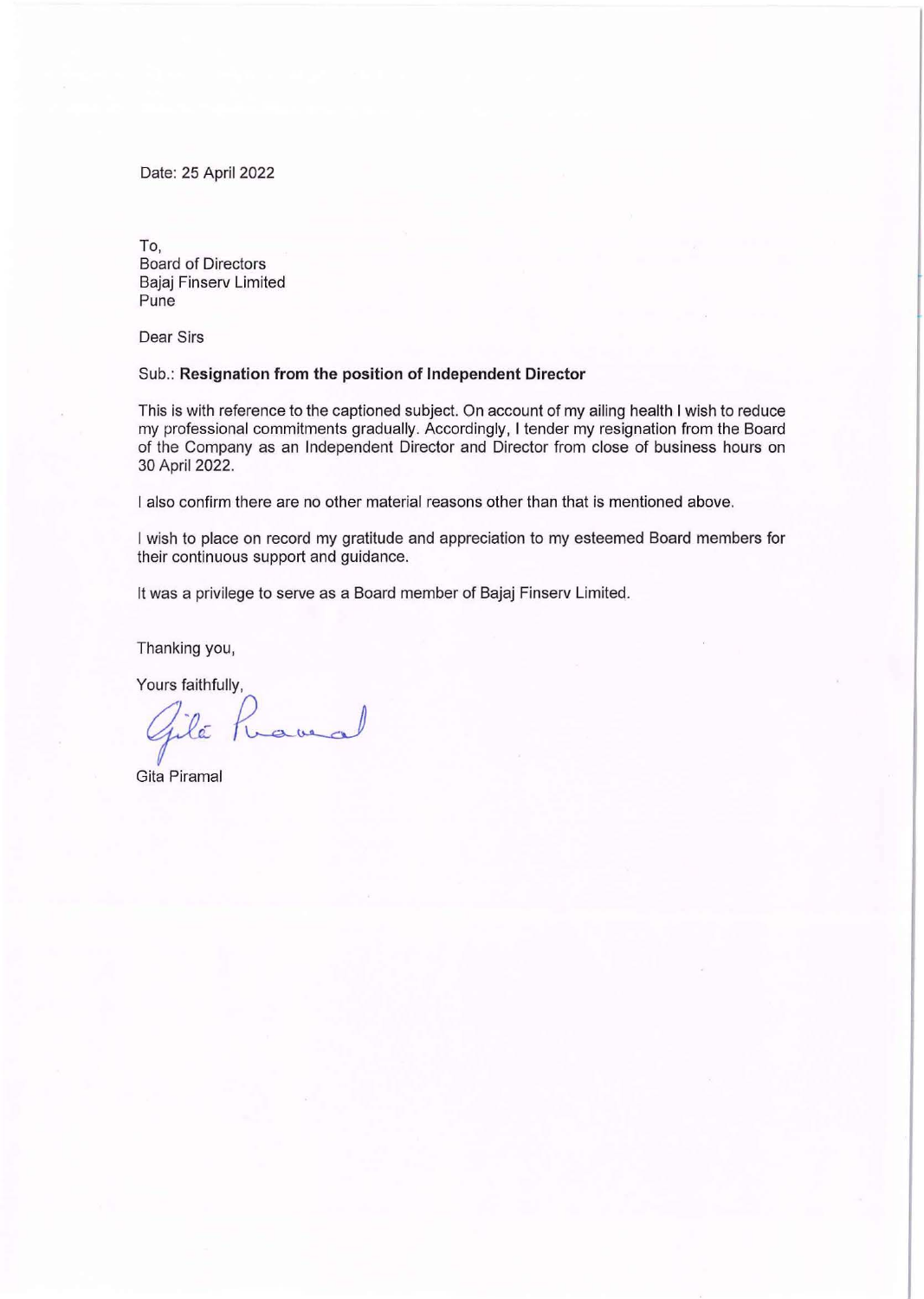Date: 25 April 2022

To,
Board of Directors
Bajaj Finserv Limited
Pune

Dear Sirs

Sub.: **Resignation from the position of Independent Director**

This is with reference to the captioned subject. On account of my ailing health I wish to reduce my professional commitments gradually. Accordingly, I tender my resignation from the Board of the Company as an Independent Director and Director from close of business hours on 30 April 2022.

I also confirm there are no other material reasons other than that is mentioned above.

I wish to place on record my gratitude and appreciation to my esteemed Board members for their continuous support and guidance.

It was a privilege to serve as a Board member of Bajaj Finserv Limited.

Thanking you,

Yours faithfully,

Gita Piramal